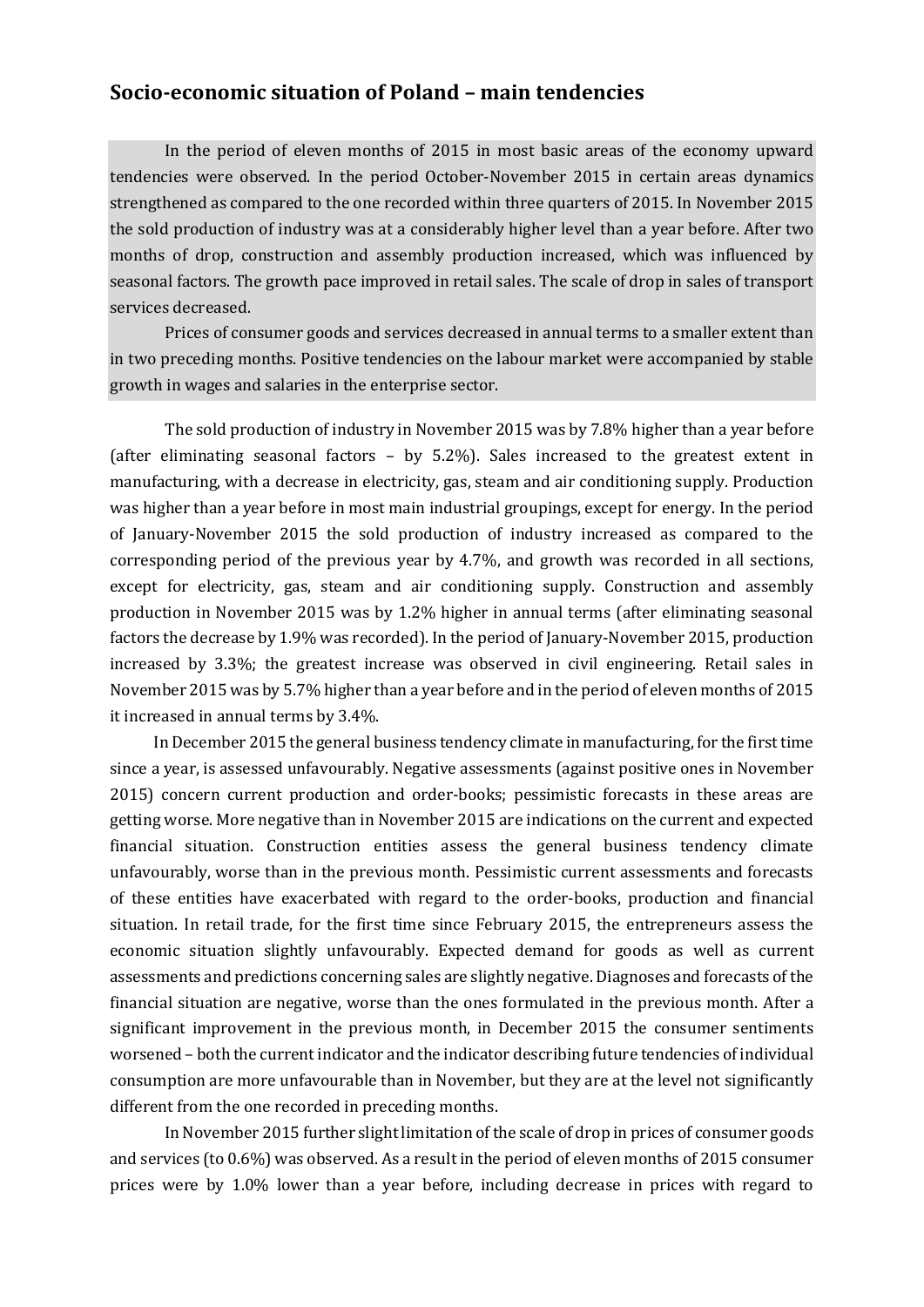## Socio-economic situation of Poland – main tendencies

In the period of eleven months of 2015 in most basic areas of the economy upward tendencies were observed. In the period October-November 2015 in certain areas dynamics strengthened as compared to the one recorded within three quarters of 2015. In November 2015 the sold production of industry was at a considerably higher level than a year before. After two months of drop, construction and assembly production increased, which was influenced by seasonal factors. The growth pace improved in retail sales. The scale of drop in sales of transport services decreased.

Prices of consumer goods and services decreased in annual terms to a smaller extent than in two preceding months. Positive tendencies on the labour market were accompanied by stable growth in wages and salaries in the enterprise sector.

The sold production of industry in November 2015 was by 7.8% higher than a year before (after eliminating seasonal factors – by 5.2%). Sales increased to the greatest extent in manufacturing, with a decrease in electricity, gas, steam and air conditioning supply. Production was higher than a year before in most main industrial groupings, except for energy. In the period of January-November 2015 the sold production of industry increased as compared to the corresponding period of the previous year by 4.7%, and growth was recorded in all sections, except for electricity, gas, steam and air conditioning supply. Construction and assembly production in November 2015 was by 1.2% higher in annual terms (after eliminating seasonal factors the decrease by 1.9% was recorded). In the period of January-November 2015, production increased by 3.3%; the greatest increase was observed in civil engineering. Retail sales in November 2015 was by 5.7% higher than a year before and in the period of eleven months of 2015 it increased in annual terms by 3.4%.

In December 2015 the general business tendency climate in manufacturing, for the first time since a year, is assessed unfavourably. Negative assessments (against positive ones in November 2015) concern current production and order-books; pessimistic forecasts in these areas are getting worse. More negative than in November 2015 are indications on the current and expected financial situation. Construction entities assess the general business tendency climate unfavourably, worse than in the previous month. Pessimistic current assessments and forecasts of these entities have exacerbated with regard to the order-books, production and financial situation. In retail trade, for the first time since February 2015, the entrepreneurs assess the economic situation slightly unfavourably. Expected demand for goods as well as current assessments and predictions concerning sales are slightly negative. Diagnoses and forecasts of the financial situation are negative, worse than the ones formulated in the previous month. After a significant improvement in the previous month, in December 2015 the consumer sentiments worsened – both the current indicator and the indicator describing future tendencies of individual consumption are more unfavourable than in November, but they are at the level not significantly different from the one recorded in preceding months.

In November 2015 further slight limitation of the scale of drop in prices of consumer goods and services (to 0.6%) was observed. As a result in the period of eleven months of 2015 consumer prices were by 1.0% lower than a year before, including decrease in prices with regard to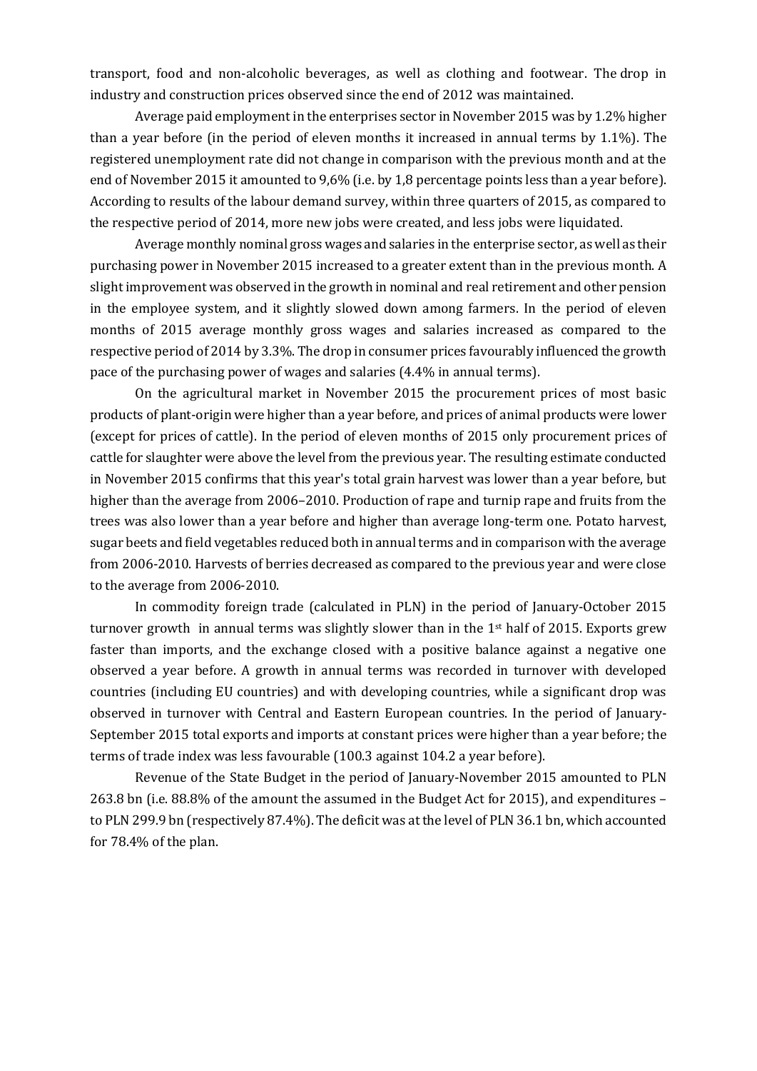transport, food and non-alcoholic beverages, as well as clothing and footwear. The drop in industry and construction prices observed since the end of 2012 was maintained.

Average paid employment in the enterprises sector in November 2015 was by 1.2% higher than a year before (in the period of eleven months it increased in annual terms by 1.1%). The registered unemployment rate did not change in comparison with the previous month and at the end of November 2015 it amounted to 9,6% (i.e. by 1,8 percentage points less than a year before). According to results of the labour demand survey, within three quarters of 2015, as compared to the respective period of 2014, more new jobs were created, and less jobs were liquidated.

Average monthly nominal gross wages and salaries in the enterprise sector, as well as their purchasing power in November 2015 increased to a greater extent than in the previous month. A slight improvement was observed in the growth in nominal and real retirement and other pension in the employee system, and it slightly slowed down among farmers. In the period of eleven months of 2015 average monthly gross wages and salaries increased as compared to the respective period of 2014 by 3.3%. The drop in consumer prices favourably influenced the growth pace of the purchasing power of wages and salaries (4.4% in annual terms).

On the agricultural market in November 2015 the procurement prices of most basic products of plant-origin were higher than a year before, and prices of animal products were lower (except for prices of cattle). In the period of eleven months of 2015 only procurement prices of cattle for slaughter were above the level from the previous year. The resulting estimate conducted in November 2015 confirms that this year's total grain harvest was lower than a year before, but higher than the average from 2006–2010. Production of rape and turnip rape and fruits from the trees was also lower than a year before and higher than average long-term one. Potato harvest, sugar beets and field vegetables reduced both in annual terms and in comparison with the average from 2006-2010. Harvests of berries decreased as compared to the previous year and were close to the average from 2006-2010.

In commodity foreign trade (calculated in PLN) in the period of January-October 2015 turnover growth in annual terms was slightly slower than in the 1st half of 2015. Exports grew faster than imports, and the exchange closed with a positive balance against a negative one observed a year before. A growth in annual terms was recorded in turnover with developed countries (including EU countries) and with developing countries, while a significant drop was observed in turnover with Central and Eastern European countries. In the period of January-September 2015 total exports and imports at constant prices were higher than a year before; the terms of trade index was less favourable (100.3 against 104.2 a year before).

Revenue of the State Budget in the period of January-November 2015 amounted to PLN 263.8 bn (i.e. 88.8% of the amount the assumed in the Budget Act for 2015), and expenditures – to PLN 299.9 bn (respectively 87.4%). The deficit was at the level of PLN 36.1 bn, which accounted for 78.4% of the plan.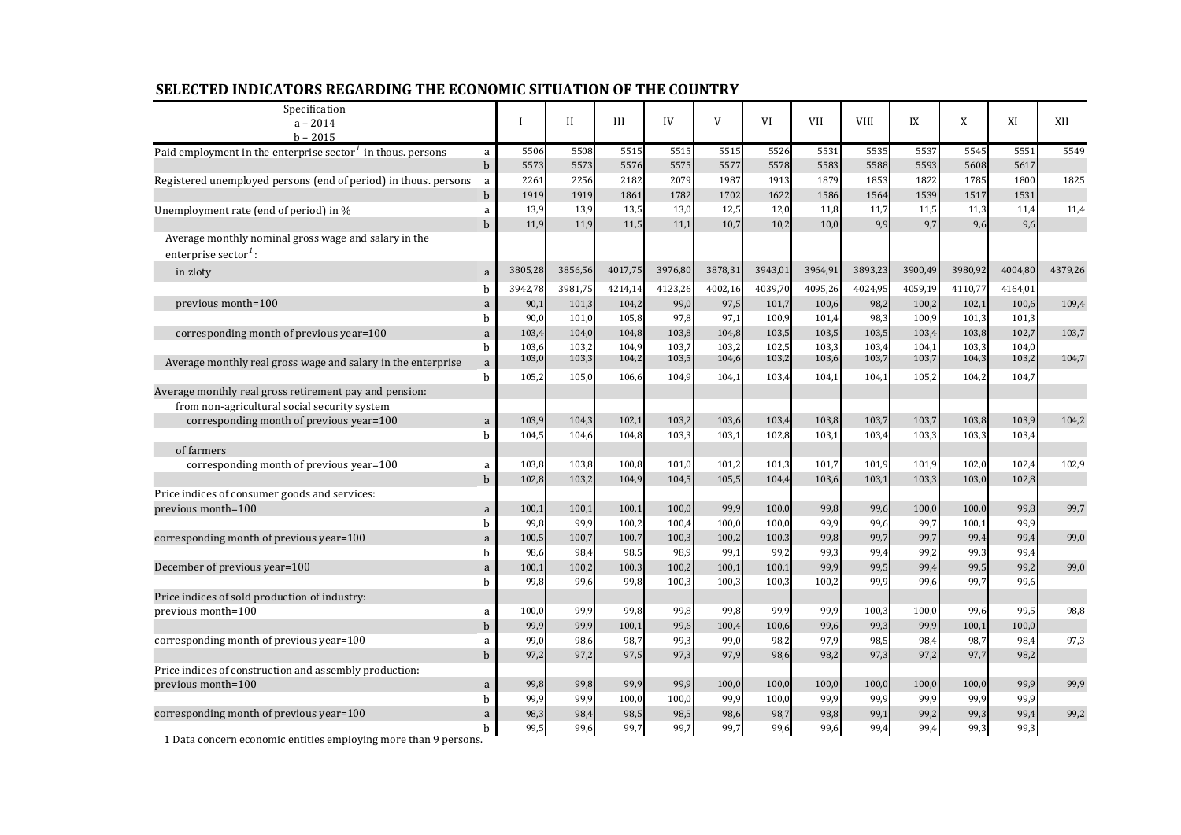## SELECTED INDICATORS REGARDING THE ECONOMIC SITUATION OF THE COUNTRY

| Specification<br>a – 2014<br>b – 2015 | | I | II | III | IV | V | VI | VII | VIII | IX | X | XI | XII |
|---|---|---|---|---|---|---|---|---|---|---|---|---|---|
| Paid employment in the enterprise sector[1] in thous. persons | a | 5506 | 5508 | 5515 | 5515 | 5515 | 5526 | 5531 | 5535 | 5537 | 5545 | 5551 | 5549 |
| | b | 5573 | 5573 | 5576 | 5575 | 5577 | 5578 | 5583 | 5588 | 5593 | 5608 | 5617 | |
| Registered unemployed persons (end of period) in thous. persons | a | 2261 | 2256 | 2182 | 2079 | 1987 | 1913 | 1879 | 1853 | 1822 | 1785 | 1800 | 1825 |
| | b | 1919 | 1919 | 1861 | 1782 | 1702 | 1622 | 1586 | 1564 | 1539 | 1517 | 1531 | |
| Unemployment rate (end of period) in % | a | 13,9 | 13,9 | 13,5 | 13,0 | 12,5 | 12,0 | 11,8 | 11,7 | 11,5 | 11,3 | 11,4 | 11,4 |
| | b | 11,9 | 11,9 | 11,5 | 11,1 | 10,7 | 10,2 | 10,0 | 9,9 | 9,7 | 9,6 | 9,6 | |
| Average monthly nominal gross wage and salary in the enterprise sector[1]: | | | | | | | | | | | | | |
| in zloty | a | 3805,28 | 3856,56 | 4017,75 | 3976,80 | 3878,31 | 3943,01 | 3964,91 | 3893,23 | 3900,49 | 3980,92 | 4004,80 | 4379,26 |
| | b | 3942,78 | 3981,75 | 4214,14 | 4123,26 | 4002,16 | 4039,70 | 4095,26 | 4024,95 | 4059,19 | 4110,77 | 4164,01 | |
| previous month=100 | a | 90,1 | 101,3 | 104,2 | 99,0 | 97,5 | 101,7 | 100,6 | 98,2 | 100,2 | 102,1 | 100,6 | 109,4 |
| | b | 90,0 | 101,0 | 105,8 | 97,8 | 97,1 | 100,9 | 101,4 | 98,3 | 100,9 | 101,3 | 101,3 | |
| corresponding month of previous year=100 | a | 103,4 | 104,0 | 104,8 | 103,8 | 104,8 | 103,5 | 103,5 | 103,5 | 103,4 | 103,8 | 102,7 | 103,7 |
| | b | 103,6 | 103,2 | 104,9 | 103,7 | 103,2 | 102,5 | 103,3 | 103,4 | 104,1 | 103,3 | 104,0 | |
| Average monthly real gross wage and salary in the enterprise | a | 103,0 | 103,3 | 104,2 | 103,5 | 104,6 | 103,2 | 103,6 | 103,7 | 103,7 | 104,3 | 103,2 | 104,7 |
| | b | 105,2 | 105,0 | 106,6 | 104,9 | 104,1 | 103,4 | 104,1 | 104,1 | 105,2 | 104,2 | 104,7 | |
| Average monthly real gross retirement pay and pension: | | | | | | | | | | | | | |
| from non-agricultural social security system | | | | | | | | | | | | | |
| corresponding month of previous year=100 | a | 103,9 | 104,3 | 102,1 | 103,2 | 103,6 | 103,4 | 103,8 | 103,7 | 103,7 | 103,8 | 103,9 | 104,2 |
| | b | 104,5 | 104,6 | 104,8 | 103,3 | 103,1 | 102,8 | 103,1 | 103,4 | 103,3 | 103,3 | 103,4 | |
| of farmers | | | | | | | | | | | | | |
| corresponding month of previous year=100 | a | 103,8 | 103,8 | 100,8 | 101,0 | 101,2 | 101,3 | 101,7 | 101,9 | 101,9 | 102,0 | 102,4 | 102,9 |
| | b | 102,8 | 103,2 | 104,9 | 104,5 | 105,5 | 104,4 | 103,6 | 103,1 | 103,3 | 103,0 | 102,8 | |
| Price indices of consumer goods and services: | | | | | | | | | | | | | |
| previous month=100 | a | 100,1 | 100,1 | 100,1 | 100,0 | 99,9 | 100,0 | 99,8 | 99,6 | 100,0 | 100,0 | 99,8 | 99,7 |
| | b | 99,8 | 99,9 | 100,2 | 100,4 | 100,0 | 100,0 | 99,9 | 99,6 | 99,7 | 100,1 | 99,9 | |
| corresponding month of previous year=100 | a | 100,5 | 100,7 | 100,7 | 100,3 | 100,2 | 100,3 | 99,8 | 99,7 | 99,7 | 99,4 | 99,4 | 99,0 |
| | b | 98,6 | 98,4 | 98,5 | 98,9 | 99,1 | 99,2 | 99,3 | 99,4 | 99,2 | 99,3 | 99,4 | |
| December of previous year=100 | a | 100,1 | 100,2 | 100,3 | 100,2 | 100,1 | 100,1 | 99,9 | 99,5 | 99,4 | 99,5 | 99,2 | 99,0 |
| | b | 99,8 | 99,6 | 99,8 | 100,3 | 100,3 | 100,3 | 100,2 | 99,9 | 99,6 | 99,7 | 99,6 | |
| Price indices of sold production of industry: | | | | | | | | | | | | | |
| previous month=100 | a | 100,0 | 99,9 | 99,8 | 99,8 | 99,8 | 99,9 | 99,9 | 100,3 | 100,0 | 99,6 | 99,5 | 98,8 |
| | b | 99,9 | 99,9 | 100,1 | 99,6 | 100,4 | 100,6 | 99,6 | 99,3 | 99,9 | 100,1 | 100,0 | |
| corresponding month of previous year=100 | a | 99,0 | 98,6 | 98,7 | 99,3 | 99,0 | 98,2 | 97,9 | 98,5 | 98,4 | 98,7 | 98,4 | 97,3 |
| | b | 97,2 | 97,2 | 97,5 | 97,3 | 97,9 | 98,6 | 98,2 | 97,3 | 97,2 | 97,7 | 98,2 | |
| Price indices of construction and assembly production: | | | | | | | | | | | | | |
| previous month=100 | a | 99,8 | 99,8 | 99,9 | 99,9 | 100,0 | 100,0 | 100,0 | 100,0 | 100,0 | 100,0 | 99,9 | 99,9 |
| | b | 99,9 | 99,9 | 100,0 | 100,0 | 99,9 | 100,0 | 99,9 | 99,9 | 99,9 | 99,9 | 99,9 | |
| corresponding month of previous year=100 | a | 98,3 | 98,4 | 98,5 | 98,5 | 98,6 | 98,7 | 98,8 | 99,1 | 99,2 | 99,3 | 99,4 | 99,2 |
| | b | 99,5 | 99,6 | 99,7 | 99,7 | 99,7 | 99,6 | 99,6 | 99,4 | 99,4 | 99,3 | 99,3 | |

1 Data concern economic entities employing more than 9 persons.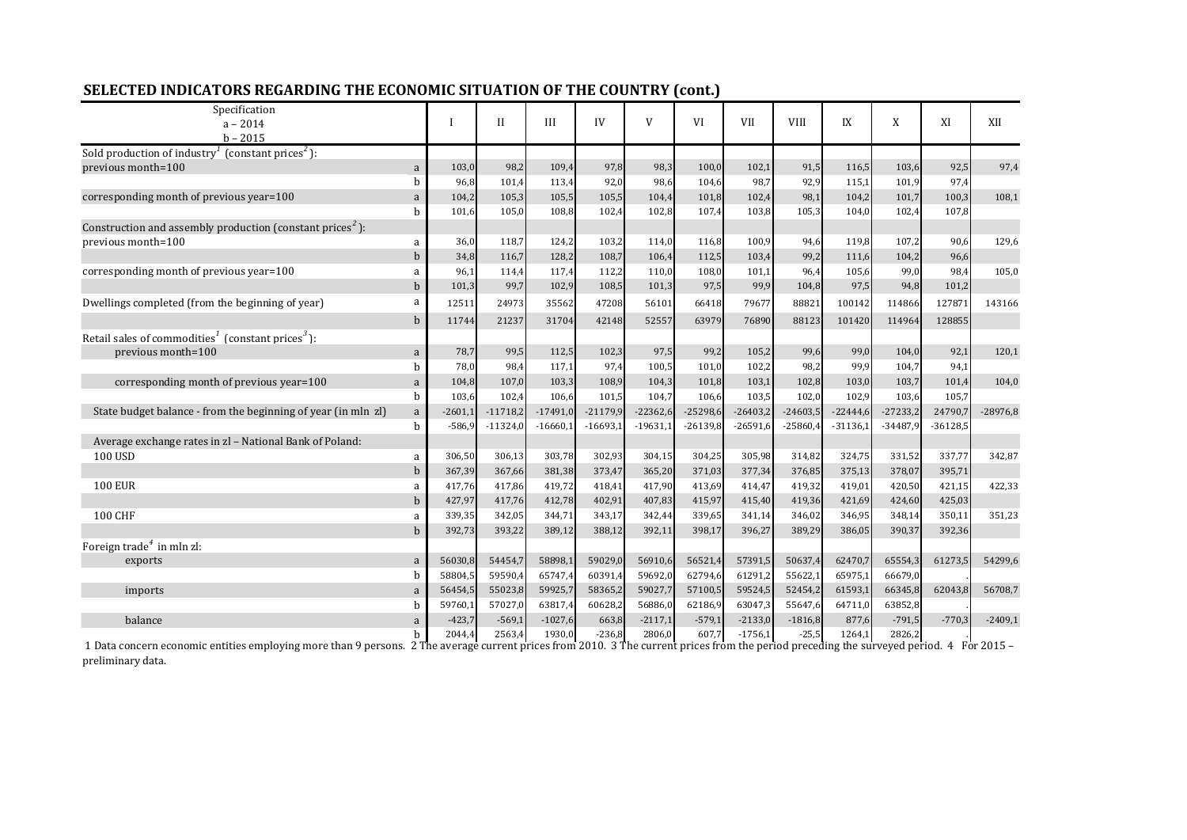## SELECTED INDICATORS REGARDING THE ECONOMIC SITUATION OF THE COUNTRY (cont.)

| Specification a – 2014 b – 2015 | | I | II | III | IV | V | VI | VII | VIII | IX | X | XI | XII |
|---|---|---|---|---|---|---|---|---|---|---|---|---|---|
| Sold production of industry[1] (constant prices[2]): | | | | | | | | | | | | | |
| previous month=100 | a | 103,0 | 98,2 | 109,4 | 97,8 | 98,3 | 100,0 | 102,1 | 91,5 | 116,5 | 103,6 | 92,5 | 97,4 |
| | b | 96,8 | 101,4 | 113,4 | 92,0 | 98,6 | 104,6 | 98,7 | 92,9 | 115,1 | 101,9 | 97,4 | |
| corresponding month of previous year=100 | a | 104,2 | 105,3 | 105,5 | 105,5 | 104,4 | 101,8 | 102,4 | 98,1 | 104,2 | 101,7 | 100,3 | 108,1 |
| | b | 101,6 | 105,0 | 108,8 | 102,4 | 102,8 | 107,4 | 103,8 | 105,3 | 104,0 | 102,4 | 107,8 | |
| Construction and assembly production (constant prices[2]): | | | | | | | | | | | | | |
| previous month=100 | a | 36,0 | 118,7 | 124,2 | 103,2 | 114,0 | 116,8 | 100,9 | 94,6 | 119,8 | 107,2 | 90,6 | 129,6 |
| | b | 34,8 | 116,7 | 128,2 | 108,7 | 106,4 | 112,5 | 103,4 | 99,2 | 111,6 | 104,2 | 96,6 | |
| corresponding month of previous year=100 | a | 96,1 | 114,4 | 117,4 | 112,2 | 110,0 | 108,0 | 101,1 | 96,4 | 105,6 | 99,0 | 98,4 | 105,0 |
| | b | 101,3 | 99,7 | 102,9 | 108,5 | 101,3 | 97,5 | 99,9 | 104,8 | 97,5 | 94,8 | 101,2 | |
| Dwellings completed (from the beginning of year) | a | 12511 | 24973 | 35562 | 47208 | 56101 | 66418 | 79677 | 88821 | 100142 | 114866 | 127871 | 143166 |
| | b | 11744 | 21237 | 31704 | 42148 | 52557 | 63979 | 76890 | 88123 | 101420 | 114964 | 128855 | |
| Retail sales of commodities[1] (constant prices[3]): | | | | | | | | | | | | | |
| previous month=100 | a | 78,7 | 99,5 | 112,5 | 102,3 | 97,5 | 99,2 | 105,2 | 99,6 | 99,0 | 104,0 | 92,1 | 120,1 |
| | b | 78,0 | 98,4 | 117,1 | 97,4 | 100,5 | 101,0 | 102,2 | 98,2 | 99,9 | 104,7 | 94,1 | |
| corresponding month of previous year=100 | a | 104,8 | 107,0 | 103,3 | 108,9 | 104,3 | 101,8 | 103,1 | 102,8 | 103,0 | 103,7 | 101,4 | 104,0 |
| | b | 103,6 | 102,4 | 106,6 | 101,5 | 104,7 | 106,6 | 103,5 | 102,0 | 102,9 | 103,6 | 105,7 | |
| State budget balance - from the beginning of year (in mln zl) | a | -2601,1 | -11718,2 | -17491,0 | -21179,9 | -22362,6 | -25298,6 | -26403,2 | -24603,5 | -22444,6 | -27233,2 | 24790,7 | -28976,8 |
| | b | -586,9 | -11324,0 | -16660,1 | -16693,1 | -19631,1 | -26139,8 | -26591,6 | -25860,4 | -31136,1 | -34487,9 | -36128,5 | |
| Average exchange rates in zl – National Bank of Poland: | | | | | | | | | | | | | |
| 100 USD | a | 306,50 | 306,13 | 303,78 | 302,93 | 304,15 | 304,25 | 305,98 | 314,82 | 324,75 | 331,52 | 337,77 | 342,87 |
| | b | 367,39 | 367,66 | 381,38 | 373,47 | 365,20 | 371,03 | 377,34 | 376,85 | 375,13 | 378,07 | 395,71 | |
| 100 EUR | a | 417,76 | 417,86 | 419,72 | 418,41 | 417,90 | 413,69 | 414,47 | 419,32 | 419,01 | 420,50 | 421,15 | 422,33 |
| | b | 427,97 | 417,76 | 412,78 | 402,91 | 407,83 | 415,97 | 415,40 | 419,36 | 421,69 | 424,60 | 425,03 | |
| 100 CHF | a | 339,35 | 342,05 | 344,71 | 343,17 | 342,44 | 339,65 | 341,14 | 346,02 | 346,95 | 348,14 | 350,11 | 351,23 |
| | b | 392,73 | 393,22 | 389,12 | 388,12 | 392,11 | 398,17 | 396,27 | 389,29 | 386,05 | 390,37 | 392,36 | |
| Foreign trade[4] in mln zl: | | | | | | | | | | | | | |
| exports | a | 56030,8 | 54454,7 | 58898,1 | 59029,0 | 56910,6 | 56521,4 | 57391,5 | 50637,4 | 62470,7 | 65554,3 | 61273,5 | 54299,6 |
| | b | 58804,5 | 59590,4 | 65747,4 | 60391,4 | 59692,0 | 62794,6 | 61291,2 | 55622,1 | 65975,1 | 66679,0 | . | |
| imports | a | 56454,5 | 55023,8 | 59925,7 | 58365,2 | 59027,7 | 57100,5 | 59524,5 | 52454,2 | 61593,1 | 66345,8 | 62043,8 | 56708,7 |
| | b | 59760,1 | 57027,0 | 63817,4 | 60628,2 | 56886,0 | 62186,9 | 63047,3 | 55647,6 | 64711,0 | 63852,8 | . | |
| balance | a | -423,7 | -569,1 | -1027,6 | 663,8 | -2117,1 | -579,1 | -2133,0 | -1816,8 | 877,6 | -791,5 | -770,3 | -2409,1 |
| | b | 2044,4 | 2563,4 | 1930,0 | -236,8 | 2806,0 | 607,7 | -1756,1 | -25,5 | 1264,1 | 2826,2 | . | |

1 Data concern economic entities employing more than 9 persons. 2 The average current prices from 2010. 3 The current prices from the period preceding the surveyed period. 4 For 2015 – preliminary data.